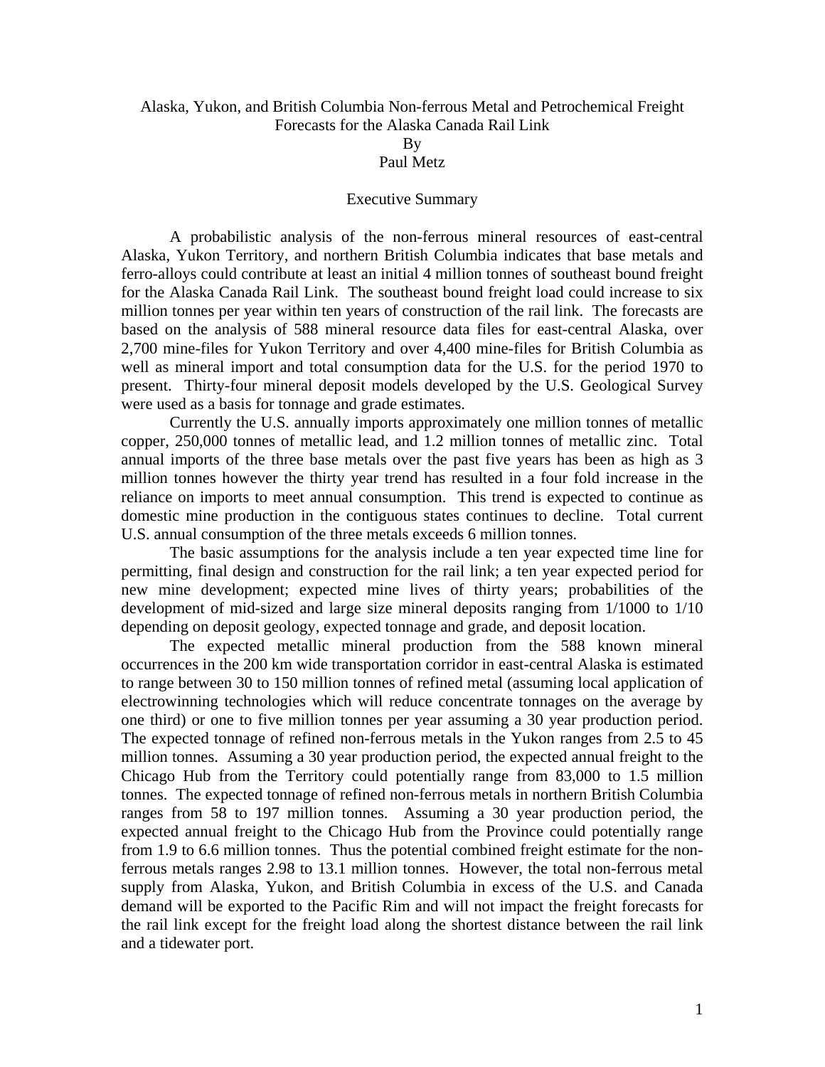# Alaska, Yukon, and British Columbia Non-ferrous Metal and Petrochemical Freight Forecasts for the Alaska Canada Rail Link

By

Paul Metz

## Executive Summary

A probabilistic analysis of the non-ferrous mineral resources of east-central Alaska, Yukon Territory, and northern British Columbia indicates that base metals and ferro-alloys could contribute at least an initial 4 million tonnes of southeast bound freight for the Alaska Canada Rail Link. The southeast bound freight load could increase to six million tonnes per year within ten years of construction of the rail link. The forecasts are based on the analysis of 588 mineral resource data files for east-central Alaska, over 2,700 mine-files for Yukon Territory and over 4,400 mine-files for British Columbia as well as mineral import and total consumption data for the U.S. for the period 1970 to present. Thirty-four mineral deposit models developed by the U.S. Geological Survey were used as a basis for tonnage and grade estimates.

Currently the U.S. annually imports approximately one million tonnes of metallic copper, 250,000 tonnes of metallic lead, and 1.2 million tonnes of metallic zinc. Total annual imports of the three base metals over the past five years has been as high as 3 million tonnes however the thirty year trend has resulted in a four fold increase in the reliance on imports to meet annual consumption. This trend is expected to continue as domestic mine production in the contiguous states continues to decline. Total current U.S. annual consumption of the three metals exceeds 6 million tonnes.

The basic assumptions for the analysis include a ten year expected time line for permitting, final design and construction for the rail link; a ten year expected period for new mine development; expected mine lives of thirty years; probabilities of the development of mid-sized and large size mineral deposits ranging from 1/1000 to 1/10 depending on deposit geology, expected tonnage and grade, and deposit location.

The expected metallic mineral production from the 588 known mineral occurrences in the 200 km wide transportation corridor in east-central Alaska is estimated to range between 30 to 150 million tonnes of refined metal (assuming local application of electrowinning technologies which will reduce concentrate tonnages on the average by one third) or one to five million tonnes per year assuming a 30 year production period. The expected tonnage of refined non-ferrous metals in the Yukon ranges from 2.5 to 45 million tonnes. Assuming a 30 year production period, the expected annual freight to the Chicago Hub from the Territory could potentially range from 83,000 to 1.5 million tonnes. The expected tonnage of refined non-ferrous metals in northern British Columbia ranges from 58 to 197 million tonnes. Assuming a 30 year production period, the expected annual freight to the Chicago Hub from the Province could potentially range from 1.9 to 6.6 million tonnes. Thus the potential combined freight estimate for the non-ferrous metals ranges 2.98 to 13.1 million tonnes. However, the total non-ferrous metal supply from Alaska, Yukon, and British Columbia in excess of the U.S. and Canada demand will be exported to the Pacific Rim and will not impact the freight forecasts for the rail link except for the freight load along the shortest distance between the rail link and a tidewater port.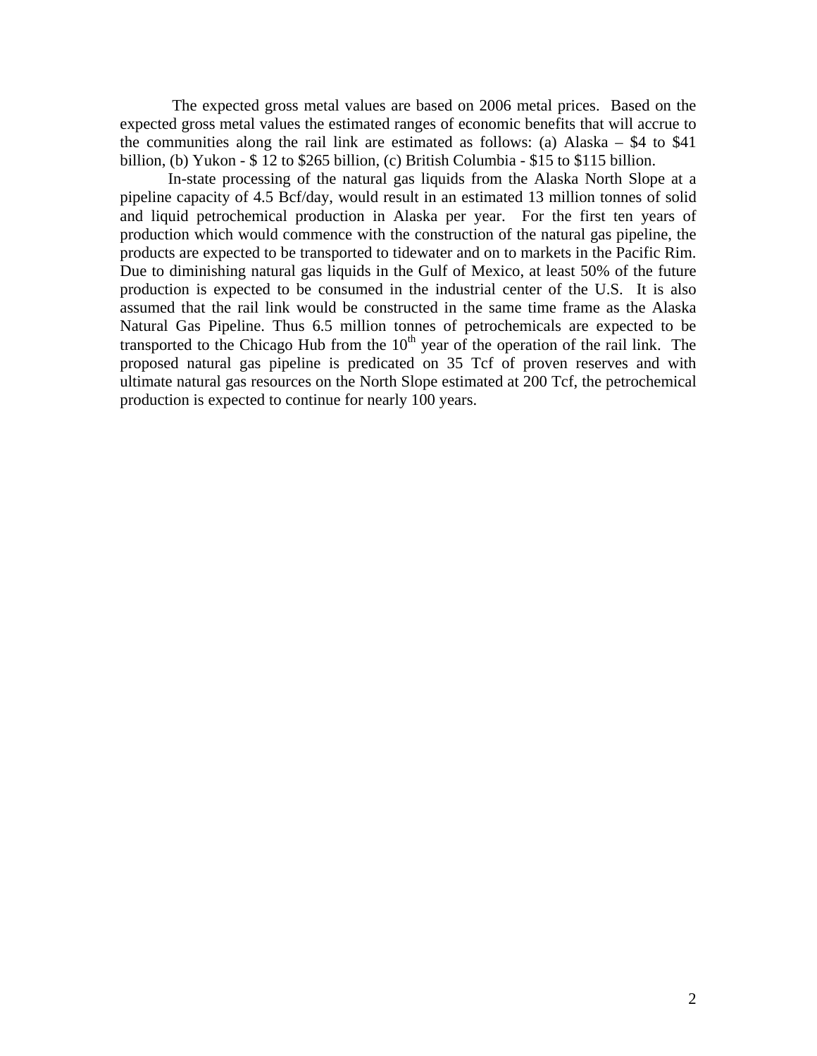The expected gross metal values are based on 2006 metal prices. Based on the expected gross metal values the estimated ranges of economic benefits that will accrue to the communities along the rail link are estimated as follows: (a) Alaska – $4 to $41 billion, (b) Yukon - $ 12 to $265 billion, (c) British Columbia - $15 to $115 billion.

In-state processing of the natural gas liquids from the Alaska North Slope at a pipeline capacity of 4.5 Bcf/day, would result in an estimated 13 million tonnes of solid and liquid petrochemical production in Alaska per year. For the first ten years of production which would commence with the construction of the natural gas pipeline, the products are expected to be transported to tidewater and on to markets in the Pacific Rim. Due to diminishing natural gas liquids in the Gulf of Mexico, at least 50% of the future production is expected to be consumed in the industrial center of the U.S. It is also assumed that the rail link would be constructed in the same time frame as the Alaska Natural Gas Pipeline. Thus 6.5 million tonnes of petrochemicals are expected to be transported to the Chicago Hub from the 10th year of the operation of the rail link. The proposed natural gas pipeline is predicated on 35 Tcf of proven reserves and with ultimate natural gas resources on the North Slope estimated at 200 Tcf, the petrochemical production is expected to continue for nearly 100 years.